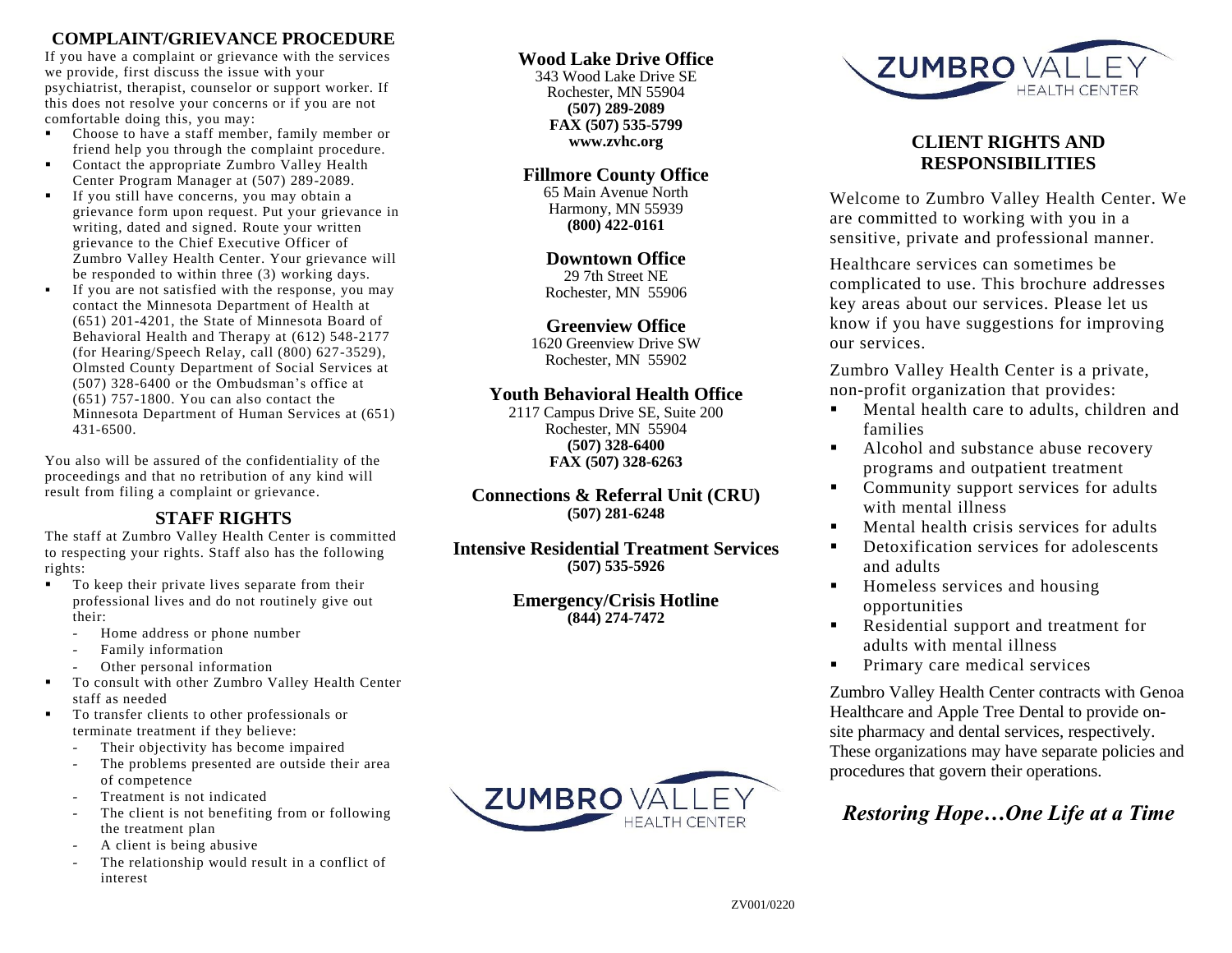## COMPLAINT/GRIEVANCE PROCEDURE

If you have a complaint or grievance with the services we provide, first discuss the issue with your psychiatrist, therapist, counselor or support worker. If this does not resolve your concerns or if you are not comfortable doing this, you may:

- Choose to have a staff member, family member or friend help you through the complaint procedure.
- Contact the appropriate Zumbro Valley Health Center Program Manager at (507) 289-2089.
- If you still have concerns, you may obtain a grievance form upon request. Put your grievance in writing, dated and signed. Route your written grievance to the Chief Executive Officer of Zumbro Valley Health Center. Your grievance will be responded to within three (3) working days.
- If you are not satisfied with the response, you may contact the Minnesota Department of Health at (651) 201-4201, the State of Minnesota Board of Behavioral Health and Therapy at (612) 548-2177 (for Hearing/Speech Relay, call (800) 627-3529), Olmsted County Department of Social Services at (507) 328-6400 or the Ombudsman's office at (651) 757-1800. You can also contact the Minnesota Department of Human Services at (651) 431-6500.

You also will be assured of the confidentiality of the proceedings and that no retribution of any kind will result from filing a complaint or grievance.

## STAFF RIGHTS

The staff at Zumbro Valley Health Center is committed to respecting your rights. Staff also has the following rights:

- To keep their private lives separate from their professional lives and do not routinely give out their:
  - Home address or phone number
  - Family information
  - Other personal information
- To consult with other Zumbro Valley Health Center staff as needed
- To transfer clients to other professionals or terminate treatment if they believe:
  - Their objectivity has become impaired
  - The problems presented are outside their area of competence
  - Treatment is not indicated
  - The client is not benefiting from or following the treatment plan
  - A client is being abusive
  - The relationship would result in a conflict of interest

**Wood Lake Drive Office**
343 Wood Lake Drive SE
Rochester, MN 55904
**(507) 289-2089**
**FAX (507) 535-5799**
**www.zvhc.org**

**Fillmore County Office**
65 Main Avenue North
Harmony, MN 55939
**(800) 422-0161**

**Downtown Office**
29 7th Street NE
Rochester, MN 55906

**Greenview Office**
1620 Greenview Drive SW
Rochester, MN 55902

**Youth Behavioral Health Office**
2117 Campus Drive SE, Suite 200
Rochester, MN 55904
**(507) 328-6400**
**FAX (507) 328-6263**

**Connections & Referral Unit (CRU)**
**(507) 281-6248**

**Intensive Residential Treatment Services**
**(507) 535-5926**

**Emergency/Crisis Hotline**
**(844) 274-7472**

ZUMBRO VALLEY HEALTH CENTER

ZUMBRO VALLEY HEALTH CENTER

# CLIENT RIGHTS AND RESPONSIBILITIES

Welcome to Zumbro Valley Health Center. We are committed to working with you in a sensitive, private and professional manner.

Healthcare services can sometimes be complicated to use. This brochure addresses key areas about our services. Please let us know if you have suggestions for improving our services.

Zumbro Valley Health Center is a private, non-profit organization that provides:

- Mental health care to adults, children and families
- Alcohol and substance abuse recovery programs and outpatient treatment
- Community support services for adults with mental illness
- Mental health crisis services for adults
- Detoxification services for adolescents and adults
- Homeless services and housing opportunities
- Residential support and treatment for adults with mental illness
- Primary care medical services

Zumbro Valley Health Center contracts with Genoa Healthcare and Apple Tree Dental to provide on-site pharmacy and dental services, respectively. These organizations may have separate policies and procedures that govern their operations.

***Restoring Hope…One Life at a Time***

ZV001/0220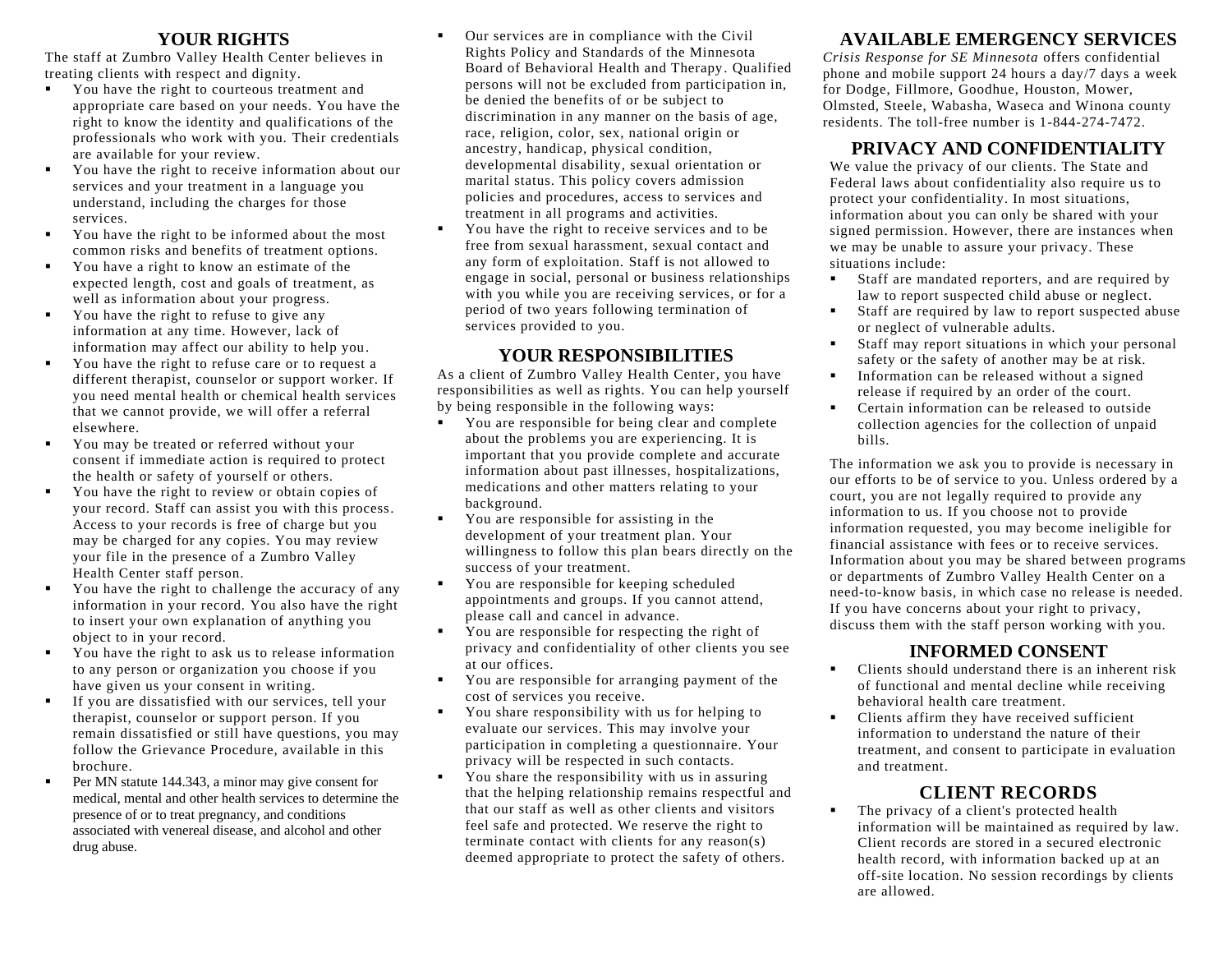## YOUR RIGHTS

The staff at Zumbro Valley Health Center believes in treating clients with respect and dignity.

- You have the right to courteous treatment and appropriate care based on your needs. You have the right to know the identity and qualifications of the professionals who work with you. Their credentials are available for your review.
- You have the right to receive information about our services and your treatment in a language you understand, including the charges for those services.
- You have the right to be informed about the most common risks and benefits of treatment options.
- You have a right to know an estimate of the expected length, cost and goals of treatment, as well as information about your progress.
- You have the right to refuse to give any information at any time. However, lack of information may affect our ability to help you.
- You have the right to refuse care or to request a different therapist, counselor or support worker. If you need mental health or chemical health services that we cannot provide, we will offer a referral elsewhere.
- You may be treated or referred without your consent if immediate action is required to protect the health or safety of yourself or others.
- You have the right to review or obtain copies of your record. Staff can assist you with this process. Access to your records is free of charge but you may be charged for any copies. You may review your file in the presence of a Zumbro Valley Health Center staff person.
- You have the right to challenge the accuracy of any information in your record. You also have the right to insert your own explanation of anything you object to in your record.
- You have the right to ask us to release information to any person or organization you choose if you have given us your consent in writing.
- If you are dissatisfied with our services, tell your therapist, counselor or support person. If you remain dissatisfied or still have questions, you may follow the Grievance Procedure, available in this brochure.
- Per MN statute 144.343, a minor may give consent for medical, mental and other health services to determine the presence of or to treat pregnancy, and conditions associated with venereal disease, and alcohol and other drug abuse.
- Our services are in compliance with the Civil Rights Policy and Standards of the Minnesota Board of Behavioral Health and Therapy. Qualified persons will not be excluded from participation in, be denied the benefits of or be subject to discrimination in any manner on the basis of age, race, religion, color, sex, national origin or ancestry, handicap, physical condition, developmental disability, sexual orientation or marital status. This policy covers admission policies and procedures, access to services and treatment in all programs and activities.
- You have the right to receive services and to be free from sexual harassment, sexual contact and any form of exploitation. Staff is not allowed to engage in social, personal or business relationships with you while you are receiving services, or for a period of two years following termination of services provided to you.

## YOUR RESPONSIBILITIES

As a client of Zumbro Valley Health Center, you have responsibilities as well as rights. You can help yourself by being responsible in the following ways:

- You are responsible for being clear and complete about the problems you are experiencing. It is important that you provide complete and accurate information about past illnesses, hospitalizations, medications and other matters relating to your background.
- You are responsible for assisting in the development of your treatment plan. Your willingness to follow this plan bears directly on the success of your treatment.
- You are responsible for keeping scheduled appointments and groups. If you cannot attend, please call and cancel in advance.
- You are responsible for respecting the right of privacy and confidentiality of other clients you see at our offices.
- You are responsible for arranging payment of the cost of services you receive.
- You share responsibility with us for helping to evaluate our services. This may involve your participation in completing a questionnaire. Your privacy will be respected in such contacts.
- You share the responsibility with us in assuring that the helping relationship remains respectful and that our staff as well as other clients and visitors feel safe and protected. We reserve the right to terminate contact with clients for any reason(s) deemed appropriate to protect the safety of others.

## AVAILABLE EMERGENCY SERVICES

*Crisis Response for SE Minnesota* offers confidential phone and mobile support 24 hours a day/7 days a week for Dodge, Fillmore, Goodhue, Houston, Mower, Olmsted, Steele, Wabasha, Waseca and Winona county residents. The toll-free number is 1-844-274-7472.

## PRIVACY AND CONFIDENTIALITY

We value the privacy of our clients. The State and Federal laws about confidentiality also require us to protect your confidentiality. In most situations, information about you can only be shared with your signed permission. However, there are instances when we may be unable to assure your privacy. These situations include:

- Staff are mandated reporters, and are required by law to report suspected child abuse or neglect.
- Staff are required by law to report suspected abuse or neglect of vulnerable adults.
- Staff may report situations in which your personal safety or the safety of another may be at risk.
- Information can be released without a signed release if required by an order of the court.
- Certain information can be released to outside collection agencies for the collection of unpaid bills.

The information we ask you to provide is necessary in our efforts to be of service to you. Unless ordered by a court, you are not legally required to provide any information to us. If you choose not to provide information requested, you may become ineligible for financial assistance with fees or to receive services. Information about you may be shared between programs or departments of Zumbro Valley Health Center on a need-to-know basis, in which case no release is needed. If you have concerns about your right to privacy, discuss them with the staff person working with you.

## INFORMED CONSENT

- Clients should understand there is an inherent risk of functional and mental decline while receiving behavioral health care treatment.
- Clients affirm they have received sufficient information to understand the nature of their treatment, and consent to participate in evaluation and treatment.

## CLIENT RECORDS

- The privacy of a client's protected health information will be maintained as required by law. Client records are stored in a secured electronic health record, with information backed up at an off-site location. No session recordings by clients are allowed.